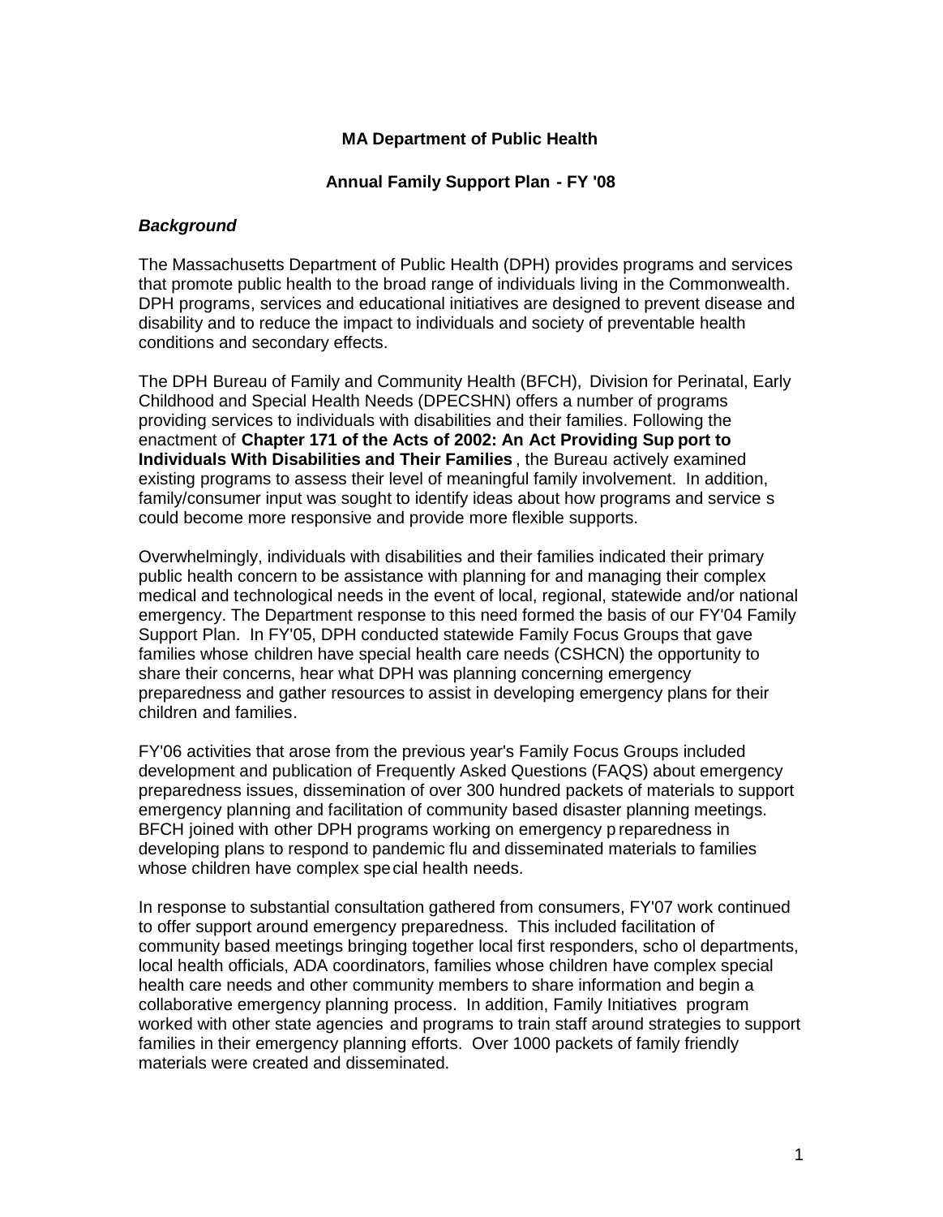**MA Department of Public Health**

**Annual Family Support Plan - FY '08**

***Background***

The Massachusetts Department of Public Health (DPH) provides programs and services that promote public health to the broad range of individuals living in the Commonwealth. DPH programs, services and educational initiatives are designed to prevent disease and disability and to reduce the impact to individuals and society of preventable health conditions and secondary effects.

The DPH Bureau of Family and Community Health (BFCH), Division for Perinatal, Early Childhood and Special Health Needs (DPECSHN) offers a number of programs providing services to individuals with disabilities and their families. Following the enactment of **Chapter 171 of the Acts of 2002: An Act Providing Sup port to Individuals With Disabilities and Their Families**, the Bureau actively examined existing programs to assess their level of meaningful family involvement. In addition, family/consumer input was sought to identify ideas about how programs and service s could become more responsive and provide more flexible supports.

Overwhelmingly, individuals with disabilities and their families indicated their primary public health concern to be assistance with planning for and managing their complex medical and technological needs in the event of local, regional, statewide and/or national emergency. The Department response to this need formed the basis of our FY'04 Family Support Plan. In FY'05, DPH conducted statewide Family Focus Groups that gave families whose children have special health care needs (CSHCN) the opportunity to share their concerns, hear what DPH was planning concerning emergency preparedness and gather resources to assist in developing emergency plans for their children and families.

FY'06 activities that arose from the previous year's Family Focus Groups included development and publication of Frequently Asked Questions (FAQS) about emergency preparedness issues, dissemination of over 300 hundred packets of materials to support emergency planning and facilitation of community based disaster planning meetings. BFCH joined with other DPH programs working on emergency p reparedness in developing plans to respond to pandemic flu and disseminated materials to families whose children have complex spe cial health needs.

In response to substantial consultation gathered from consumers, FY'07 work continued to offer support around emergency preparedness. This included facilitation of community based meetings bringing together local first responders, scho ol departments, local health officials, ADA coordinators, families whose children have complex special health care needs and other community members to share information and begin a collaborative emergency planning process. In addition, Family Initiatives program worked with other state agencies and programs to train staff around strategies to support families in their emergency planning efforts. Over 1000 packets of family friendly materials were created and disseminated.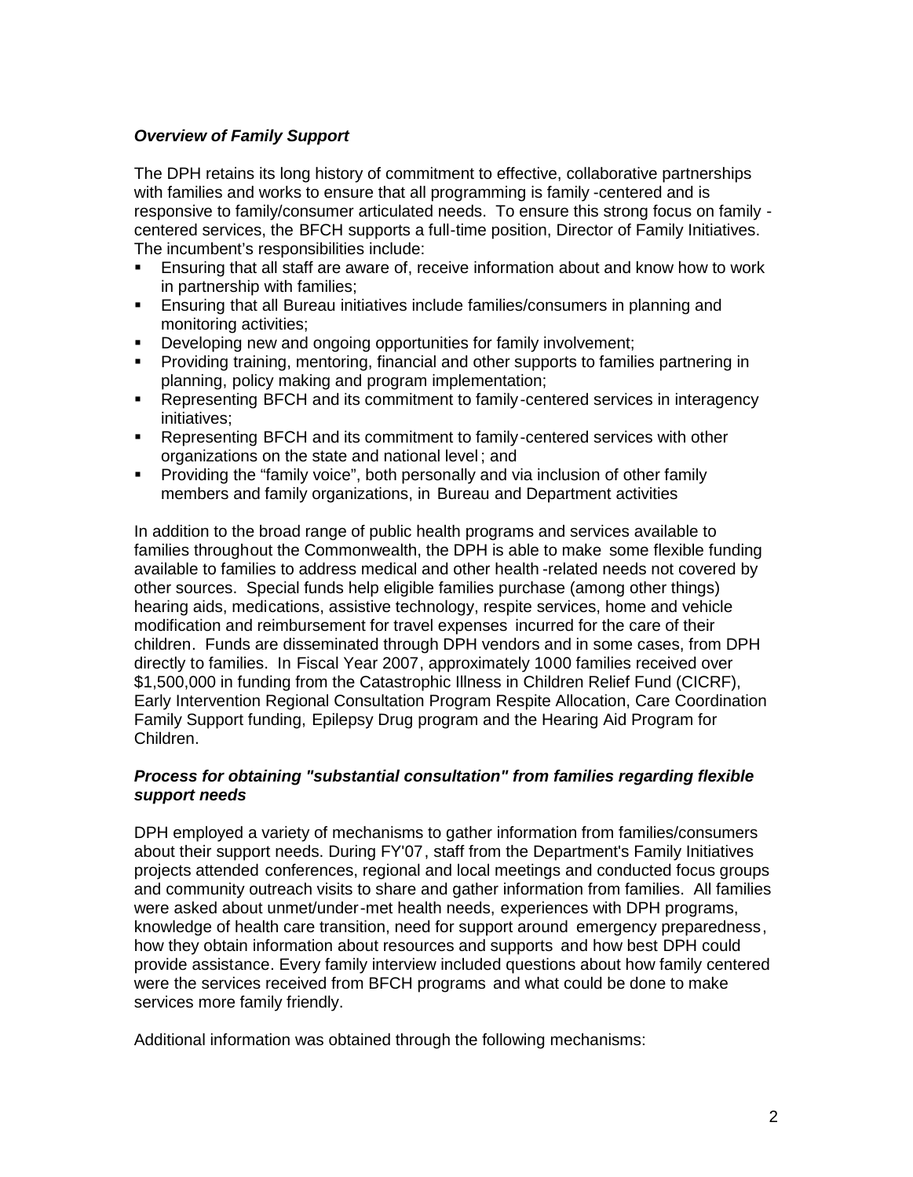### *Overview of Family Support*

The DPH retains its long history of commitment to effective, collaborative partnerships with families and works to ensure that all programming is family-centered and is responsive to family/consumer articulated needs. To ensure this strong focus on family-centered services, the BFCH supports a full-time position, Director of Family Initiatives. The incumbent's responsibilities include:

- Ensuring that all staff are aware of, receive information about and know how to work in partnership with families;
- Ensuring that all Bureau initiatives include families/consumers in planning and monitoring activities;
- Developing new and ongoing opportunities for family involvement;
- Providing training, mentoring, financial and other supports to families partnering in planning, policy making and program implementation;
- Representing BFCH and its commitment to family-centered services in interagency initiatives;
- Representing BFCH and its commitment to family-centered services with other organizations on the state and national level; and
- Providing the "family voice", both personally and via inclusion of other family members and family organizations, in Bureau and Department activities

In addition to the broad range of public health programs and services available to families throughout the Commonwealth, the DPH is able to make some flexible funding available to families to address medical and other health-related needs not covered by other sources. Special funds help eligible families purchase (among other things) hearing aids, medications, assistive technology, respite services, home and vehicle modification and reimbursement for travel expenses incurred for the care of their children. Funds are disseminated through DPH vendors and in some cases, from DPH directly to families. In Fiscal Year 2007, approximately 1000 families received over $1,500,000 in funding from the Catastrophic Illness in Children Relief Fund (CICRF), Early Intervention Regional Consultation Program Respite Allocation, Care Coordination Family Support funding, Epilepsy Drug program and the Hearing Aid Program for Children.

### *Process for obtaining "substantial consultation" from families regarding flexible support needs*

DPH employed a variety of mechanisms to gather information from families/consumers about their support needs. During FY'07, staff from the Department's Family Initiatives projects attended conferences, regional and local meetings and conducted focus groups and community outreach visits to share and gather information from families. All families were asked about unmet/under-met health needs, experiences with DPH programs, knowledge of health care transition, need for support around emergency preparedness, how they obtain information about resources and supports and how best DPH could provide assistance. Every family interview included questions about how family centered were the services received from BFCH programs and what could be done to make services more family friendly.

Additional information was obtained through the following mechanisms: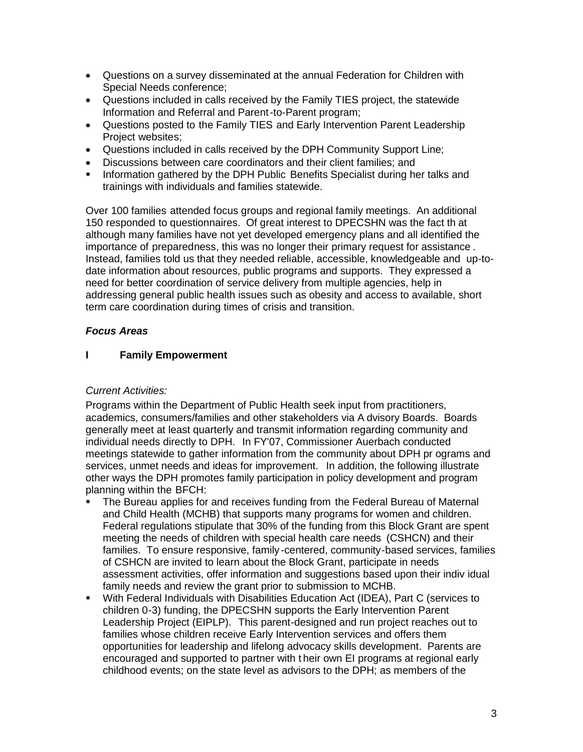- Questions on a survey disseminated at the annual Federation for Children with Special Needs conference;
- Questions included in calls received by the Family TIES project, the statewide Information and Referral and Parent-to-Parent program;
- Questions posted to the Family TIES and Early Intervention Parent Leadership Project websites;
- Questions included in calls received by the DPH Community Support Line;
- Discussions between care coordinators and their client families; and
- Information gathered by the DPH Public Benefits Specialist during her talks and trainings with individuals and families statewide.

Over 100 families attended focus groups and regional family meetings. An additional 150 responded to questionnaires. Of great interest to DPECSHN was the fact that although many families have not yet developed emergency plans and all identified the importance of preparedness, this was no longer their primary request for assistance. Instead, families told us that they needed reliable, accessible, knowledgeable and up-to-date information about resources, public programs and supports. They expressed a need for better coordination of service delivery from multiple agencies, help in addressing general public health issues such as obesity and access to available, short term care coordination during times of crisis and transition.

### *Focus Areas*

#### I Family Empowerment

*Current Activities:*

Programs within the Department of Public Health seek input from practitioners, academics, consumers/families and other stakeholders via Advisory Boards. Boards generally meet at least quarterly and transmit information regarding community and individual needs directly to DPH. In FY'07, Commissioner Auerbach conducted meetings statewide to gather information from the community about DPH programs and services, unmet needs and ideas for improvement. In addition, the following illustrate other ways the DPH promotes family participation in policy development and program planning within the BFCH:

- The Bureau applies for and receives funding from the Federal Bureau of Maternal and Child Health (MCHB) that supports many programs for women and children. Federal regulations stipulate that 30% of the funding from this Block Grant are spent meeting the needs of children with special health care needs (CSHCN) and their families. To ensure responsive, family-centered, community-based services, families of CSHCN are invited to learn about the Block Grant, participate in needs assessment activities, offer information and suggestions based upon their individual family needs and review the grant prior to submission to MCHB.
- With Federal Individuals with Disabilities Education Act (IDEA), Part C (services to children 0-3) funding, the DPECSHN supports the Early Intervention Parent Leadership Project (EIPLP). This parent-designed and run project reaches out to families whose children receive Early Intervention services and offers them opportunities for leadership and lifelong advocacy skills development. Parents are encouraged and supported to partner with their own EI programs at regional early childhood events; on the state level as advisors to the DPH; as members of the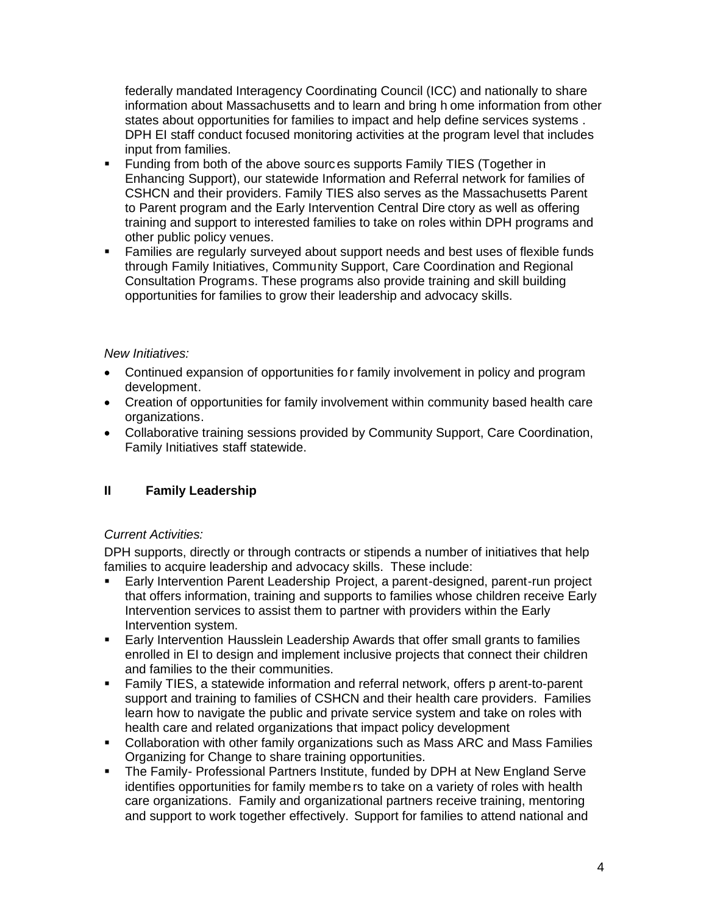federally mandated Interagency Coordinating Council (ICC) and nationally to share information about Massachusetts and to learn and bring home information from other states about opportunities for families to impact and help define services systems. DPH EI staff conduct focused monitoring activities at the program level that includes input from families.

- Funding from both of the above sources supports Family TIES (Together in Enhancing Support), our statewide Information and Referral network for families of CSHCN and their providers. Family TIES also serves as the Massachusetts Parent to Parent program and the Early Intervention Central Directory as well as offering training and support to interested families to take on roles within DPH programs and other public policy venues.
- Families are regularly surveyed about support needs and best uses of flexible funds through Family Initiatives, Community Support, Care Coordination and Regional Consultation Programs. These programs also provide training and skill building opportunities for families to grow their leadership and advocacy skills.

*New Initiatives:*

- Continued expansion of opportunities for family involvement in policy and program development.
- Creation of opportunities for family involvement within community based health care organizations.
- Collaborative training sessions provided by Community Support, Care Coordination, Family Initiatives staff statewide.

## II Family Leadership

*Current Activities:*

DPH supports, directly or through contracts or stipends a number of initiatives that help families to acquire leadership and advocacy skills. These include:

- Early Intervention Parent Leadership Project, a parent-designed, parent-run project that offers information, training and supports to families whose children receive Early Intervention services to assist them to partner with providers within the Early Intervention system.
- Early Intervention Hausslein Leadership Awards that offer small grants to families enrolled in EI to design and implement inclusive projects that connect their children and families to the their communities.
- Family TIES, a statewide information and referral network, offers parent-to-parent support and training to families of CSHCN and their health care providers. Families learn how to navigate the public and private service system and take on roles with health care and related organizations that impact policy development
- Collaboration with other family organizations such as Mass ARC and Mass Families Organizing for Change to share training opportunities.
- The Family- Professional Partners Institute, funded by DPH at New England Serve identifies opportunities for family members to take on a variety of roles with health care organizations. Family and organizational partners receive training, mentoring and support to work together effectively. Support for families to attend national and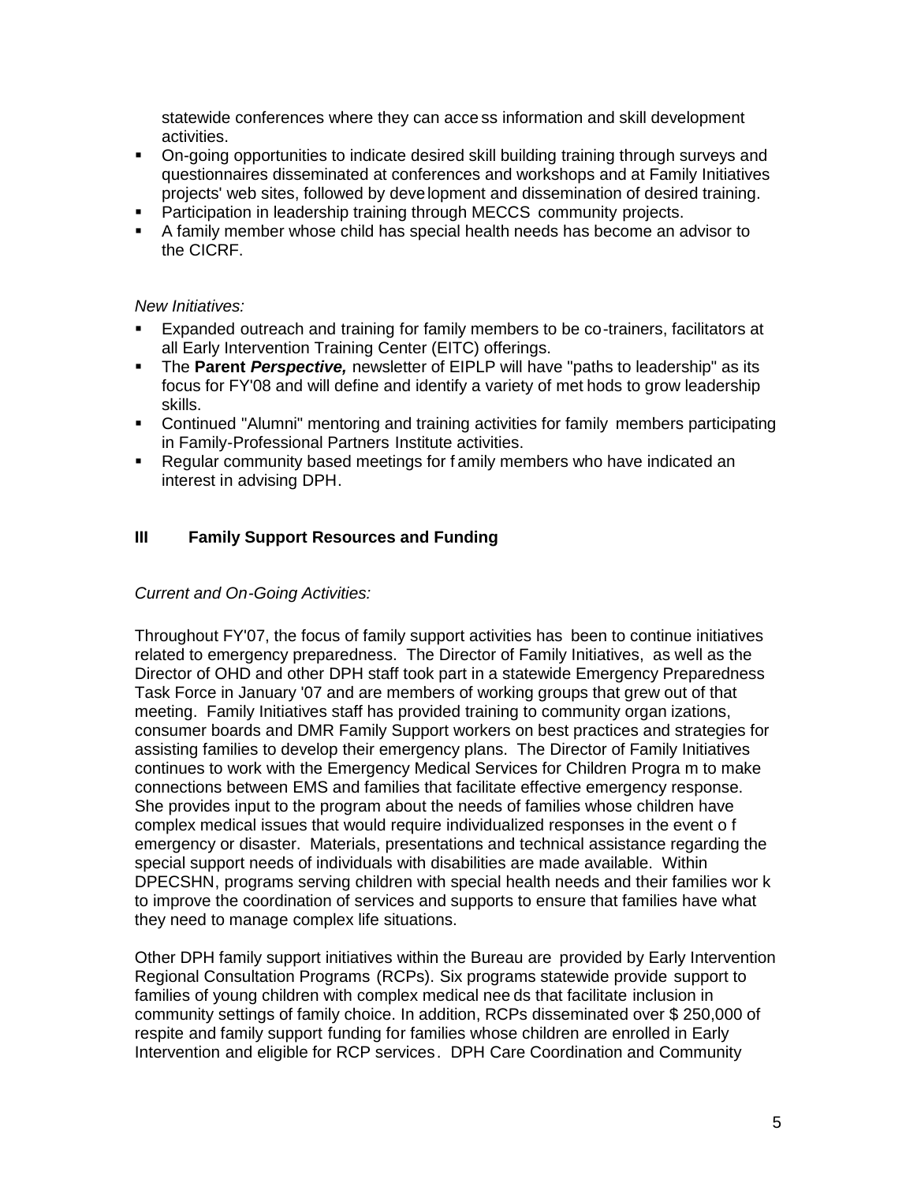statewide conferences where they can access information and skill development activities.

- On-going opportunities to indicate desired skill building training through surveys and questionnaires disseminated at conferences and workshops and at Family Initiatives projects' web sites, followed by development and dissemination of desired training.
- Participation in leadership training through MECCS community projects.
- A family member whose child has special health needs has become an advisor to the CICRF.

*New Initiatives:*

- Expanded outreach and training for family members to be co-trainers, facilitators at all Early Intervention Training Center (EITC) offerings.
- The **Parent *Perspective,*** newsletter of EIPLP will have "paths to leadership" as its focus for FY'08 and will define and identify a variety of methods to grow leadership skills.
- Continued "Alumni" mentoring and training activities for family members participating in Family-Professional Partners Institute activities.
- Regular community based meetings for family members who have indicated an interest in advising DPH.

## III Family Support Resources and Funding

*Current and On-Going Activities:*

Throughout FY'07, the focus of family support activities has been to continue initiatives related to emergency preparedness. The Director of Family Initiatives, as well as the Director of OHD and other DPH staff took part in a statewide Emergency Preparedness Task Force in January '07 and are members of working groups that grew out of that meeting. Family Initiatives staff has provided training to community organizations, consumer boards and DMR Family Support workers on best practices and strategies for assisting families to develop their emergency plans. The Director of Family Initiatives continues to work with the Emergency Medical Services for Children Program to make connections between EMS and families that facilitate effective emergency response. She provides input to the program about the needs of families whose children have complex medical issues that would require individualized responses in the event of emergency or disaster. Materials, presentations and technical assistance regarding the special support needs of individuals with disabilities are made available. Within DPECSHN, programs serving children with special health needs and their families work to improve the coordination of services and supports to ensure that families have what they need to manage complex life situations.

Other DPH family support initiatives within the Bureau are provided by Early Intervention Regional Consultation Programs (RCPs). Six programs statewide provide support to families of young children with complex medical needs that facilitate inclusion in community settings of family choice. In addition, RCPs disseminated over $ 250,000 of respite and family support funding for families whose children are enrolled in Early Intervention and eligible for RCP services. DPH Care Coordination and Community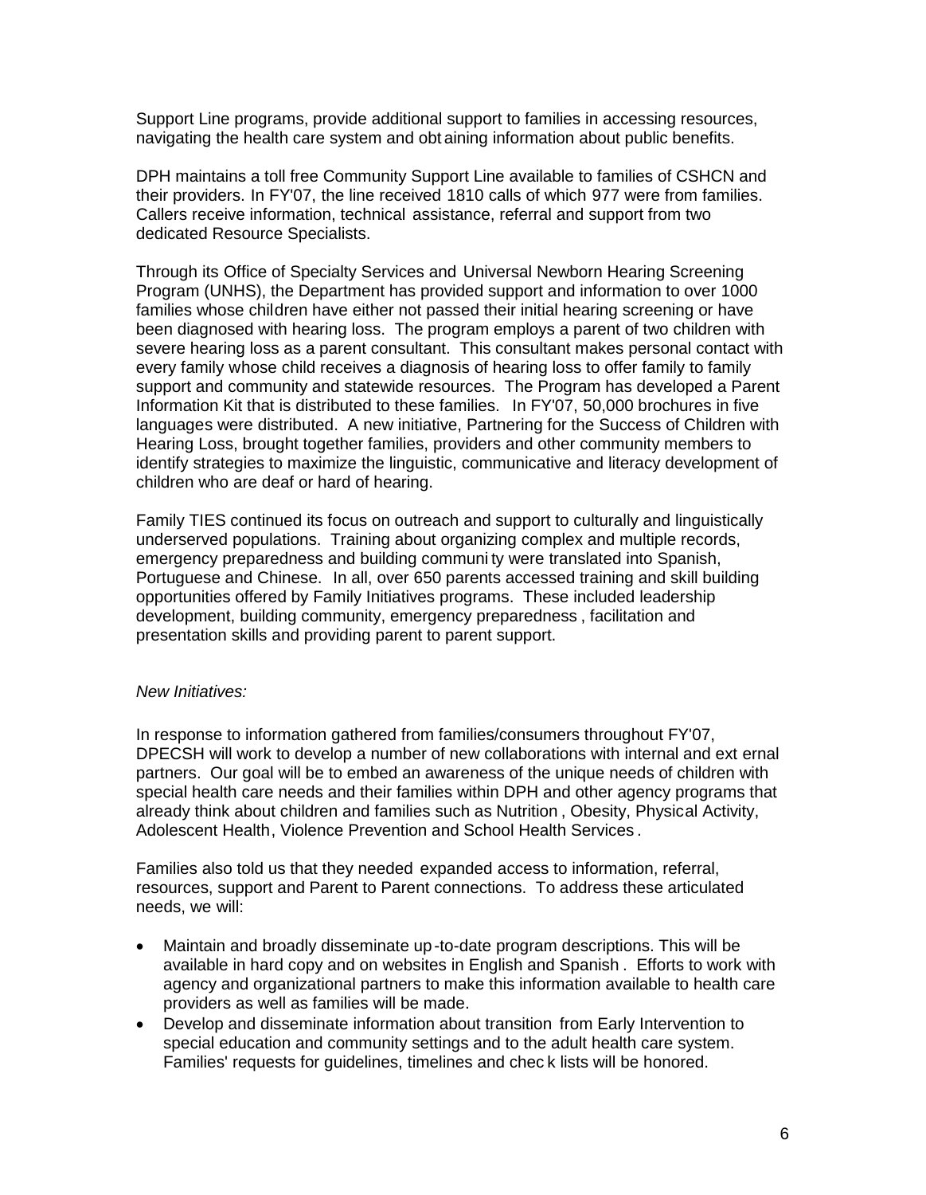Support Line programs, provide additional support to families in accessing resources, navigating the health care system and obtaining information about public benefits.

DPH maintains a toll free Community Support Line available to families of CSHCN and their providers. In FY'07, the line received 1810 calls of which 977 were from families. Callers receive information, technical assistance, referral and support from two dedicated Resource Specialists.

Through its Office of Specialty Services and Universal Newborn Hearing Screening Program (UNHS), the Department has provided support and information to over 1000 families whose children have either not passed their initial hearing screening or have been diagnosed with hearing loss. The program employs a parent of two children with severe hearing loss as a parent consultant. This consultant makes personal contact with every family whose child receives a diagnosis of hearing loss to offer family to family support and community and statewide resources. The Program has developed a Parent Information Kit that is distributed to these families. In FY'07, 50,000 brochures in five languages were distributed. A new initiative, Partnering for the Success of Children with Hearing Loss, brought together families, providers and other community members to identify strategies to maximize the linguistic, communicative and literacy development of children who are deaf or hard of hearing.

Family TIES continued its focus on outreach and support to culturally and linguistically underserved populations. Training about organizing complex and multiple records, emergency preparedness and building community were translated into Spanish, Portuguese and Chinese. In all, over 650 parents accessed training and skill building opportunities offered by Family Initiatives programs. These included leadership development, building community, emergency preparedness, facilitation and presentation skills and providing parent to parent support.

*New Initiatives:*

In response to information gathered from families/consumers throughout FY'07, DPECSH will work to develop a number of new collaborations with internal and external partners. Our goal will be to embed an awareness of the unique needs of children with special health care needs and their families within DPH and other agency programs that already think about children and families such as Nutrition, Obesity, Physical Activity, Adolescent Health, Violence Prevention and School Health Services.

Families also told us that they needed expanded access to information, referral, resources, support and Parent to Parent connections. To address these articulated needs, we will:

- Maintain and broadly disseminate up-to-date program descriptions. This will be available in hard copy and on websites in English and Spanish. Efforts to work with agency and organizational partners to make this information available to health care providers as well as families will be made.
- Develop and disseminate information about transition from Early Intervention to special education and community settings and to the adult health care system. Families' requests for guidelines, timelines and check lists will be honored.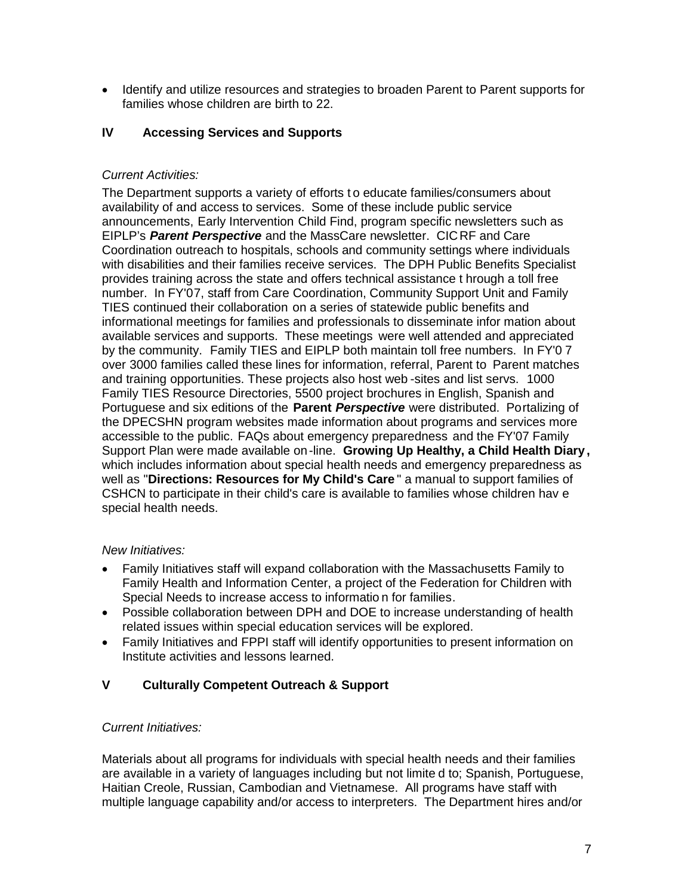- Identify and utilize resources and strategies to broaden Parent to Parent supports for families whose children are birth to 22.

## IV Accessing Services and Supports

*Current Activities:*

The Department supports a variety of efforts to educate families/consumers about availability of and access to services. Some of these include public service announcements, Early Intervention Child Find, program specific newsletters such as EIPLP's ***Parent Perspective*** and the MassCare newsletter. CICRF and Care Coordination outreach to hospitals, schools and community settings where individuals with disabilities and their families receive services. The DPH Public Benefits Specialist provides training across the state and offers technical assistance through a toll free number. In FY'07, staff from Care Coordination, Community Support Unit and Family TIES continued their collaboration on a series of statewide public benefits and informational meetings for families and professionals to disseminate information about available services and supports. These meetings were well attended and appreciated by the community. Family TIES and EIPLP both maintain toll free numbers. In FY'07 over 3000 families called these lines for information, referral, Parent to Parent matches and training opportunities. These projects also host web-sites and list servs. 1000 Family TIES Resource Directories, 5500 project brochures in English, Spanish and Portuguese and six editions of the **Parent *Perspective*** were distributed. Portalizing of the DPECSHN program websites made information about programs and services more accessible to the public. FAQs about emergency preparedness and the FY'07 Family Support Plan were made available on-line. **Growing Up Healthy, a Child Health Diary**, which includes information about special health needs and emergency preparedness as well as "**Directions: Resources for My Child's Care**" a manual to support families of CSHCN to participate in their child's care is available to families whose children have special health needs.

*New Initiatives:*

- Family Initiatives staff will expand collaboration with the Massachusetts Family to Family Health and Information Center, a project of the Federation for Children with Special Needs to increase access to information for families.
- Possible collaboration between DPH and DOE to increase understanding of health related issues within special education services will be explored.
- Family Initiatives and FPPI staff will identify opportunities to present information on Institute activities and lessons learned.

## V Culturally Competent Outreach & Support

*Current Initiatives:*

Materials about all programs for individuals with special health needs and their families are available in a variety of languages including but not limited to; Spanish, Portuguese, Haitian Creole, Russian, Cambodian and Vietnamese. All programs have staff with multiple language capability and/or access to interpreters. The Department hires and/or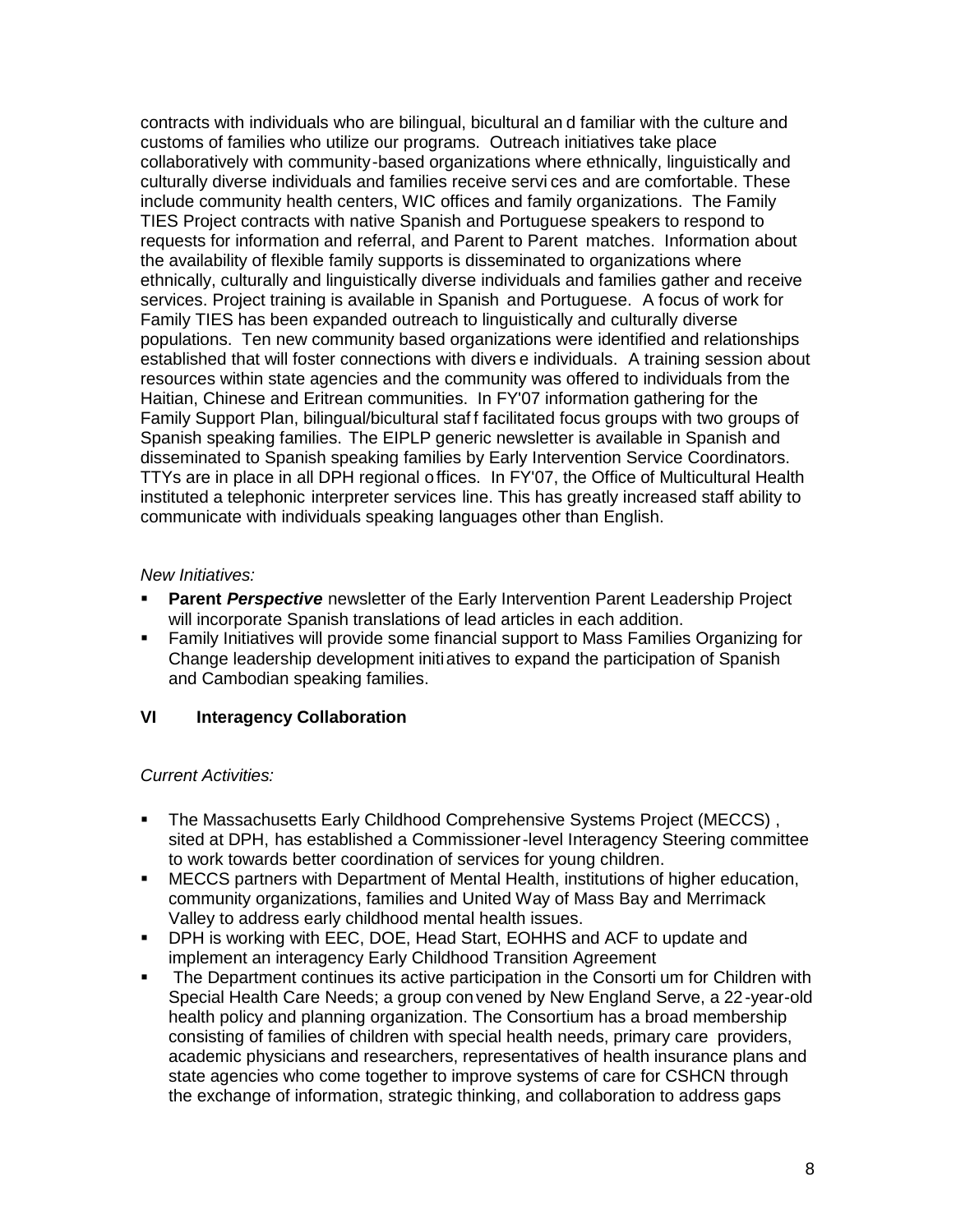contracts with individuals who are bilingual, bicultural and familiar with the culture and customs of families who utilize our programs. Outreach initiatives take place collaboratively with community-based organizations where ethnically, linguistically and culturally diverse individuals and families receive services and are comfortable. These include community health centers, WIC offices and family organizations. The Family TIES Project contracts with native Spanish and Portuguese speakers to respond to requests for information and referral, and Parent to Parent matches. Information about the availability of flexible family supports is disseminated to organizations where ethnically, culturally and linguistically diverse individuals and families gather and receive services. Project training is available in Spanish and Portuguese. A focus of work for Family TIES has been expanded outreach to linguistically and culturally diverse populations. Ten new community based organizations were identified and relationships established that will foster connections with diverse individuals. A training session about resources within state agencies and the community was offered to individuals from the Haitian, Chinese and Eritrean communities. In FY'07 information gathering for the Family Support Plan, bilingual/bicultural staff facilitated focus groups with two groups of Spanish speaking families. The EIPLP generic newsletter is available in Spanish and disseminated to Spanish speaking families by Early Intervention Service Coordinators. TTYs are in place in all DPH regional offices. In FY'07, the Office of Multicultural Health instituted a telephonic interpreter services line. This has greatly increased staff ability to communicate with individuals speaking languages other than English.

*New Initiatives:*

- **Parent *Perspective*** newsletter of the Early Intervention Parent Leadership Project will incorporate Spanish translations of lead articles in each addition.
- Family Initiatives will provide some financial support to Mass Families Organizing for Change leadership development initiatives to expand the participation of Spanish and Cambodian speaking families.

## VI Interagency Collaboration

*Current Activities:*

- The Massachusetts Early Childhood Comprehensive Systems Project (MECCS), sited at DPH, has established a Commissioner-level Interagency Steering committee to work towards better coordination of services for young children.
- MECCS partners with Department of Mental Health, institutions of higher education, community organizations, families and United Way of Mass Bay and Merrimack Valley to address early childhood mental health issues.
- DPH is working with EEC, DOE, Head Start, EOHHS and ACF to update and implement an interagency Early Childhood Transition Agreement
- The Department continues its active participation in the Consortium for Children with Special Health Care Needs; a group convened by New England Serve, a 22-year-old health policy and planning organization. The Consortium has a broad membership consisting of families of children with special health needs, primary care providers, academic physicians and researchers, representatives of health insurance plans and state agencies who come together to improve systems of care for CSHCN through the exchange of information, strategic thinking, and collaboration to address gaps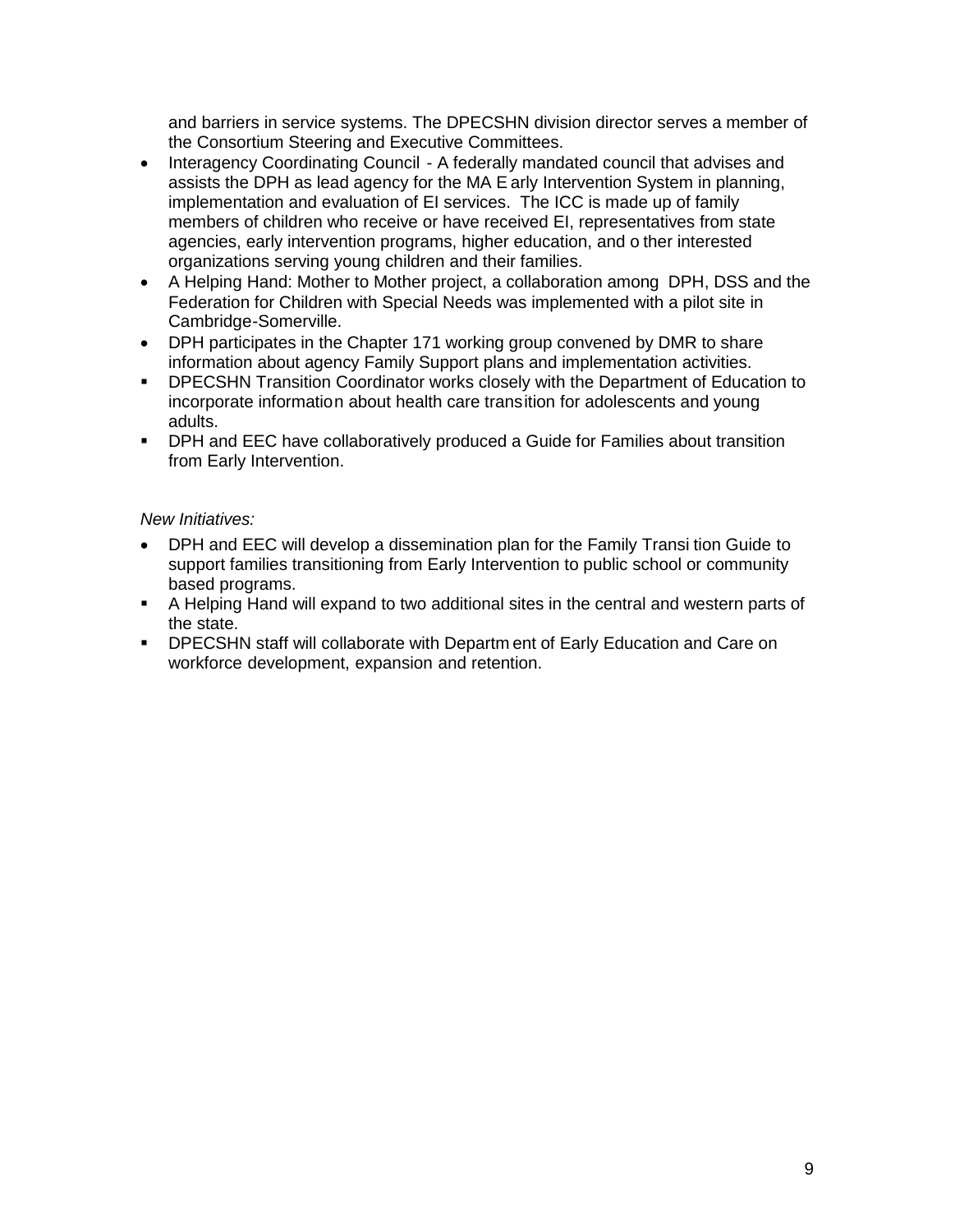and barriers in service systems. The DPECSHN division director serves a member of the Consortium Steering and Executive Committees.

- Interagency Coordinating Council - A federally mandated council that advises and assists the DPH as lead agency for the MA Early Intervention System in planning, implementation and evaluation of EI services. The ICC is made up of family members of children who receive or have received EI, representatives from state agencies, early intervention programs, higher education, and other interested organizations serving young children and their families.
- A Helping Hand: Mother to Mother project, a collaboration among DPH, DSS and the Federation for Children with Special Needs was implemented with a pilot site in Cambridge-Somerville.
- DPH participates in the Chapter 171 working group convened by DMR to share information about agency Family Support plans and implementation activities.
- DPECSHN Transition Coordinator works closely with the Department of Education to incorporate information about health care transition for adolescents and young adults.
- DPH and EEC have collaboratively produced a Guide for Families about transition from Early Intervention.

*New Initiatives:*

- DPH and EEC will develop a dissemination plan for the Family Transition Guide to support families transitioning from Early Intervention to public school or community based programs.
- A Helping Hand will expand to two additional sites in the central and western parts of the state.
- DPECSHN staff will collaborate with Department of Early Education and Care on workforce development, expansion and retention.